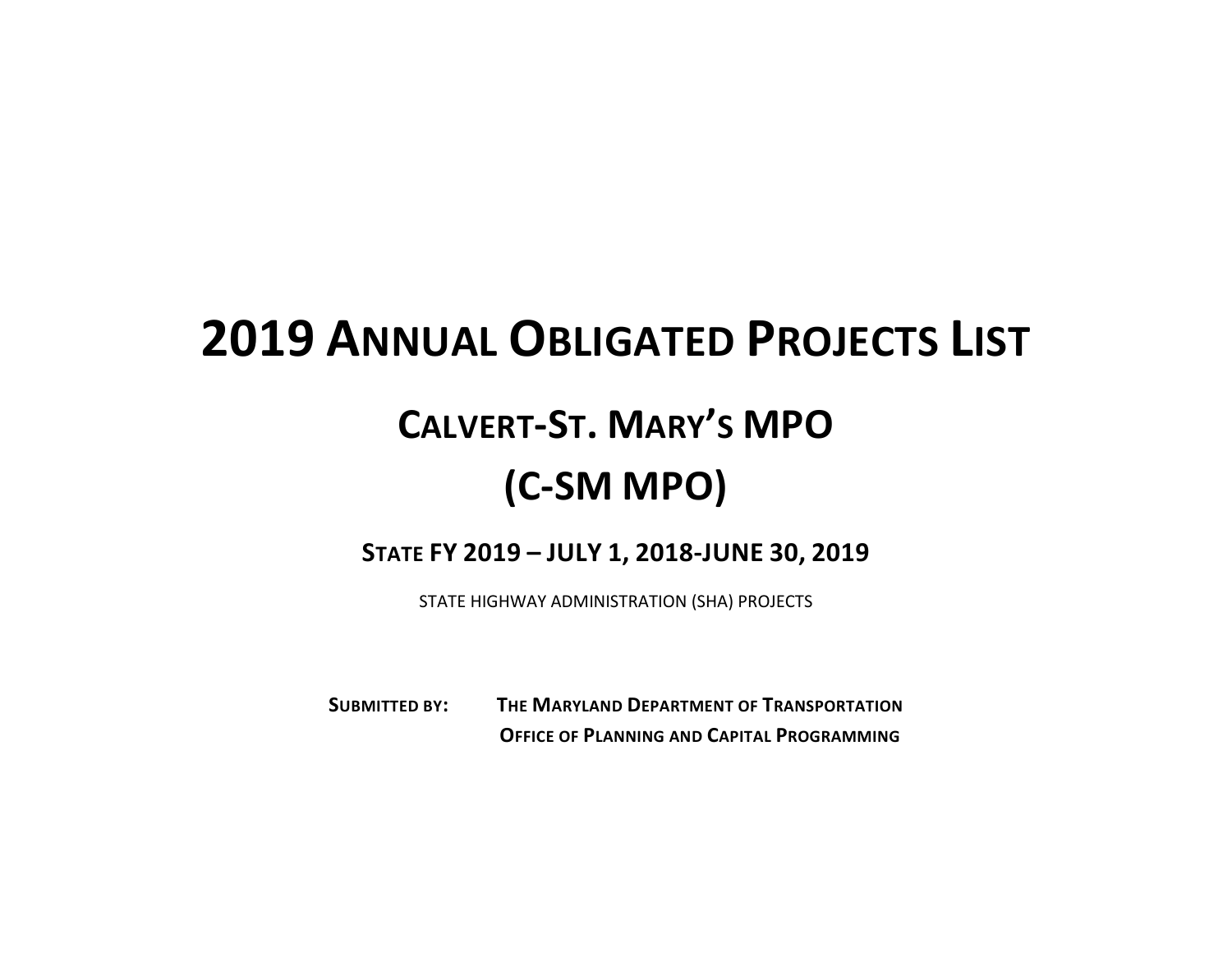# 2019 Annual Obligated Projects List

## Calvert-St. Mary's MPO

## (C-SM MPO)

### State FY 2019 – JULY 1, 2018-JUNE 30, 2019

STATE HIGHWAY ADMINISTRATION (SHA) PROJECTS

**Submitted by:** **The Maryland Department of Transportation**
**Office of Planning and Capital Programming**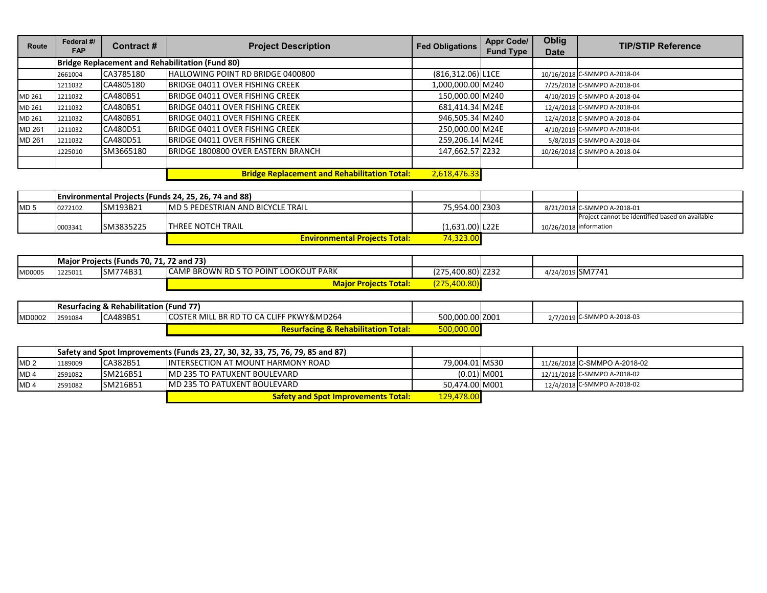| Route | Federal #/ FAP | Contract # | Project Description | Fed Obligations | Appr Code/ Fund Type | Oblig Date | TIP/STIP Reference |
|---|---|---|---|---|---|---|---|
| | **Bridge Replacement and Rehabilitation (Fund 80)** | | | | | | |
| | 2661004 | CA3785180 | HALLOWING POINT RD BRIDGE 0400800 | (816,312.06) | L1CE | 10/16/2018 | C-SMMPO A-2018-04 |
| | 1211032 | CA4805180 | BRIDGE 04011 OVER FISHING CREEK | 1,000,000.00 | M240 | 7/25/2018 | C-SMMPO A-2018-04 |
| MD 261 | 1211032 | CA480B51 | BRIDGE 04011 OVER FISHING CREEK | 150,000.00 | M240 | 4/10/2019 | C-SMMPO A-2018-04 |
| MD 261 | 1211032 | CA480B51 | BRIDGE 04011 OVER FISHING CREEK | 681,414.34 | M24E | 12/4/2018 | C-SMMPO A-2018-04 |
| MD 261 | 1211032 | CA480B51 | BRIDGE 04011 OVER FISHING CREEK | 946,505.34 | M240 | 12/4/2018 | C-SMMPO A-2018-04 |
| MD 261 | 1211032 | CA480D51 | BRIDGE 04011 OVER FISHING CREEK | 250,000.00 | M24E | 4/10/2019 | C-SMMPO A-2018-04 |
| MD 261 | 1211032 | CA480D51 | BRIDGE 04011 OVER FISHING CREEK | 259,206.14 | M24E | 5/8/2019 | C-SMMPO A-2018-04 |
| | 1225010 | SM3665180 | BRIDGE 1800800 OVER EASTERN BRANCH | 147,662.57 | Z232 | 10/26/2018 | C-SMMPO A-2018-04 |
| | | | | | | | |
| | | | **Bridge Replacement and Rehabilitation Total:** | 2,618,476.33 | | | |

| Route | Federal #/ FAP | Contract # | Project Description | Fed Obligations | Appr Code/ Fund Type | Oblig Date | TIP/STIP Reference |
|---|---|---|---|---|---|---|---|
| | **Environmental Projects (Funds 24, 25, 26, 74 and 88)** | | | | | | |
| MD 5 | 0272102 | SM193B21 | MD 5 PEDESTRIAN AND BICYCLE TRAIL | 75,954.00 | Z303 | 8/21/2018 | C-SMMPO A-2018-01 |
| | 0003341 | SM3835225 | THREE NOTCH TRAIL | (1,631.00) | L22E | 10/26/2018 | Project cannot be identified based on available information |
| | | | **Environmental Projects Total:** | 74,323.00 | | | |

| Route | Federal #/ FAP | Contract # | Project Description | Fed Obligations | Appr Code/ Fund Type | Oblig Date | TIP/STIP Reference |
|---|---|---|---|---|---|---|---|
| | **Major Projects (Funds 70, 71, 72 and 73)** | | | | | | |
| MD0005 | 1225011 | SM774B31 | CAMP BROWN RD S TO POINT LOOKOUT PARK | (275,400.80) | Z232 | 4/24/2019 | SM7741 |
| | | | **Major Projects Total:** | (275,400.80) | | | |

| Route | Federal #/ FAP | Contract # | Project Description | Fed Obligations | Appr Code/ Fund Type | Oblig Date | TIP/STIP Reference |
|---|---|---|---|---|---|---|---|
| | **Resurfacing & Rehabilitation (Fund 77)** | | | | | | |
| MD0002 | 2591084 | CA489B51 | COSTER MILL BR RD TO CA CLIFF PKWY&MD264 | 500,000.00 | Z001 | 2/7/2019 | C-SMMPO A-2018-03 |
| | | | **Resurfacing & Rehabilitation Total:** | 500,000.00 | | | |

| Route | Federal #/ FAP | Contract # | Project Description | Fed Obligations | Appr Code/ Fund Type | Oblig Date | TIP/STIP Reference |
|---|---|---|---|---|---|---|---|
| | **Safety and Spot Improvements (Funds 23, 27, 30, 32, 33, 75, 76, 79, 85 and 87)** | | | | | | |
| MD 2 | 1189009 | CA382B51 | INTERSECTION AT MOUNT HARMONY ROAD | 79,004.01 | MS30 | 11/26/2018 | C-SMMPO A-2018-02 |
| MD 4 | 2591082 | SM216B51 | MD 235 TO PATUXENT BOULEVARD | (0.01) | M001 | 12/11/2018 | C-SMMPO A-2018-02 |
| MD 4 | 2591082 | SM216B51 | MD 235 TO PATUXENT BOULEVARD | 50,474.00 | M001 | 12/4/2018 | C-SMMPO A-2018-02 |
| | | | **Safety and Spot Improvements Total:** | 129,478.00 | | | |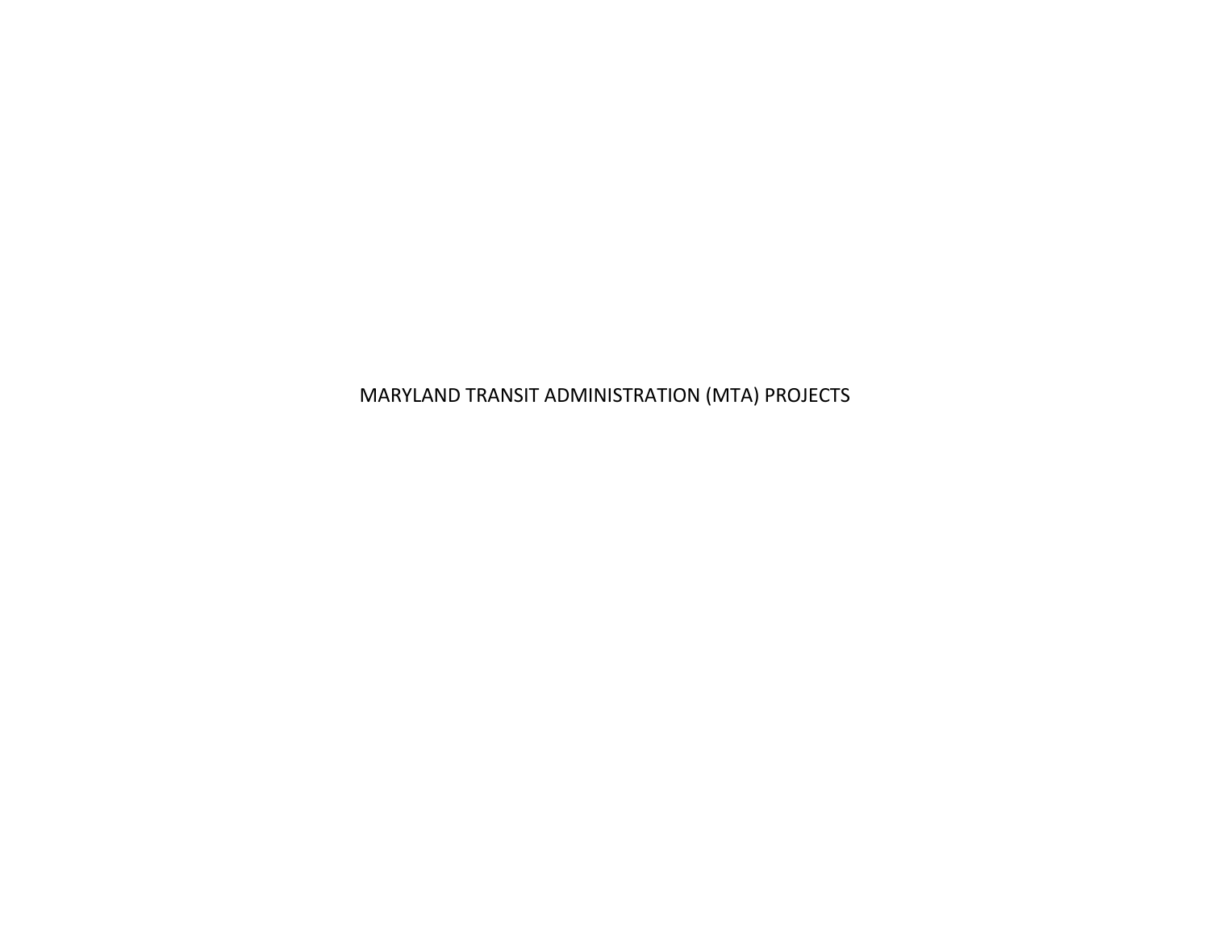# MARYLAND TRANSIT ADMINISTRATION (MTA) PROJECTS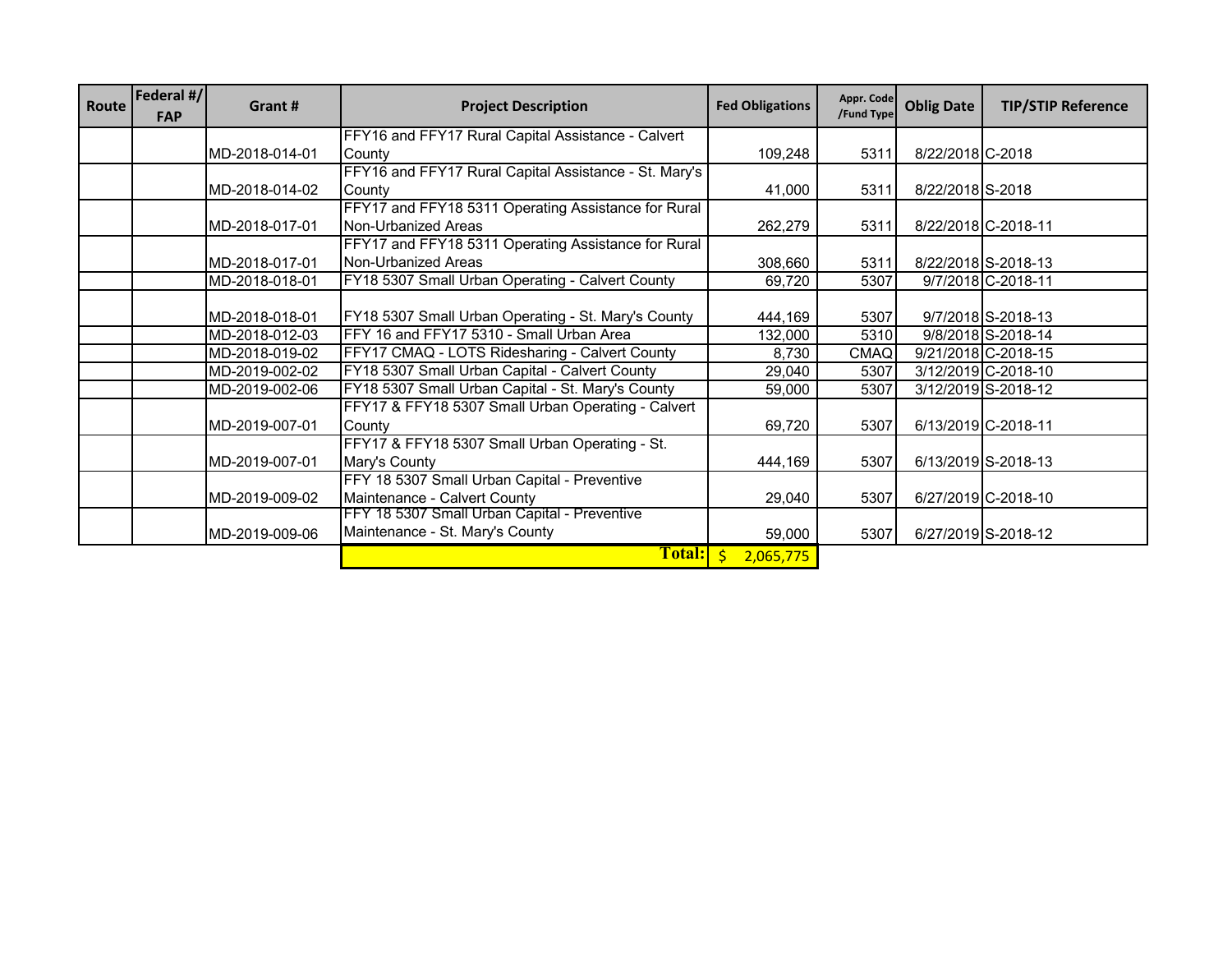| Route | Federal #/ FAP | Grant # | Project Description | Fed Obligations | Appr. Code /Fund Type | Oblig Date | TIP/STIP Reference |
|---|---|---|---|---|---|---|---|
| | | MD-2018-014-01 | FFY16 and FFY17 Rural Capital Assistance - Calvert County | 109,248 | 5311 | 8/22/2018 | C-2018 |
| | | MD-2018-014-02 | FFY16 and FFY17 Rural Capital Assistance - St. Mary's County | 41,000 | 5311 | 8/22/2018 | S-2018 |
| | | MD-2018-017-01 | FFY17 and FFY18 5311 Operating Assistance for Rural Non-Urbanized Areas | 262,279 | 5311 | 8/22/2018 | C-2018-11 |
| | | MD-2018-017-01 | FFY17 and FFY18 5311 Operating Assistance for Rural Non-Urbanized Areas | 308,660 | 5311 | 8/22/2018 | S-2018-13 |
| | | MD-2018-018-01 | FY18 5307 Small Urban Operating - Calvert County | 69,720 | 5307 | 9/7/2018 | C-2018-11 |
| | | MD-2018-018-01 | FY18 5307 Small Urban Operating - St. Mary's County | 444,169 | 5307 | 9/7/2018 | S-2018-13 |
| | | MD-2018-012-03 | FFY 16 and FFY17 5310 - Small Urban Area | 132,000 | 5310 | 9/8/2018 | S-2018-14 |
| | | MD-2018-019-02 | FFY17 CMAQ - LOTS Ridesharing - Calvert County | 8,730 | CMAQ | 9/21/2018 | C-2018-15 |
| | | MD-2019-002-02 | FY18 5307 Small Urban Capital - Calvert County | 29,040 | 5307 | 3/12/2019 | C-2018-10 |
| | | MD-2019-002-06 | FY18 5307 Small Urban Capital - St. Mary's County | 59,000 | 5307 | 3/12/2019 | S-2018-12 |
| | | MD-2019-007-01 | FFY17 & FFY18 5307 Small Urban Operating - Calvert County | 69,720 | 5307 | 6/13/2019 | C-2018-11 |
| | | MD-2019-007-01 | FFY17 & FFY18 5307 Small Urban Operating - St. Mary's County | 444,169 | 5307 | 6/13/2019 | S-2018-13 |
| | | MD-2019-009-02 | FFY 18 5307 Small Urban Capital - Preventive Maintenance - Calvert County | 29,040 | 5307 | 6/27/2019 | C-2018-10 |
| | | MD-2019-009-06 | FFY 18 5307 Small Urban Capital - Preventive Maintenance - St. Mary's County | 59,000 | 5307 | 6/27/2019 | S-2018-12 |
| | | | **Total:** | $ 2,065,775 | | | |